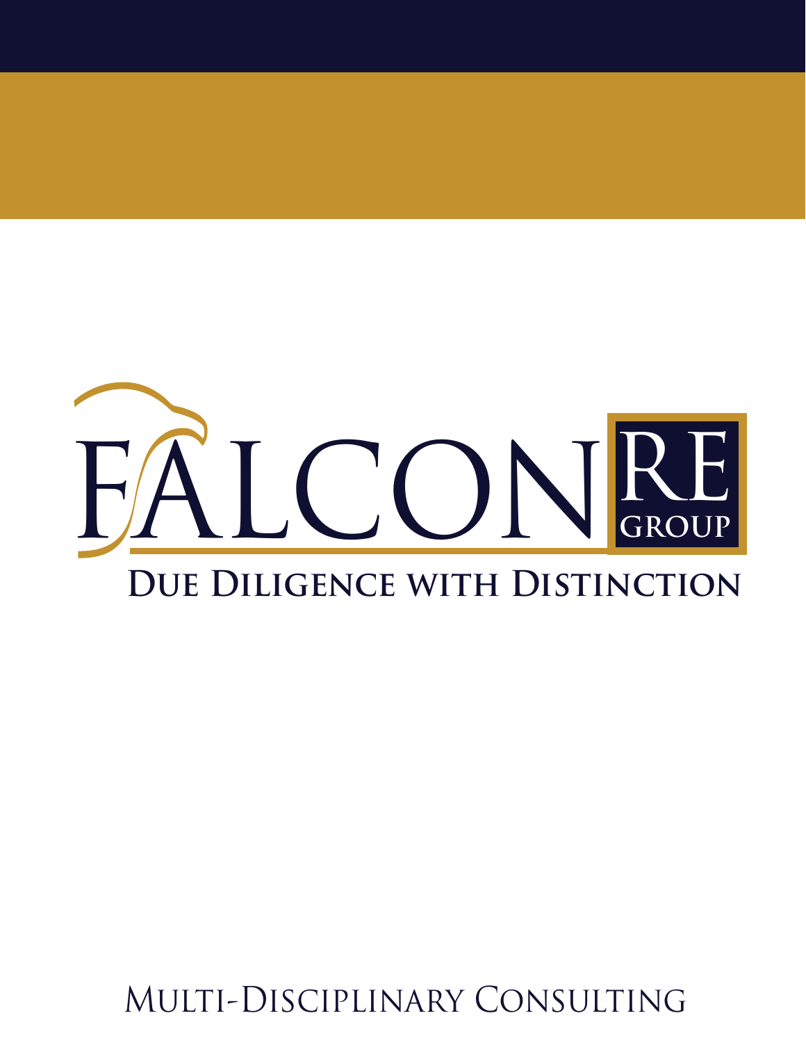# FALCON RE GROUP

**DUE DILIGENCE WITH DISTINCTION**

MULTI-DISCIPLINARY CONSULTING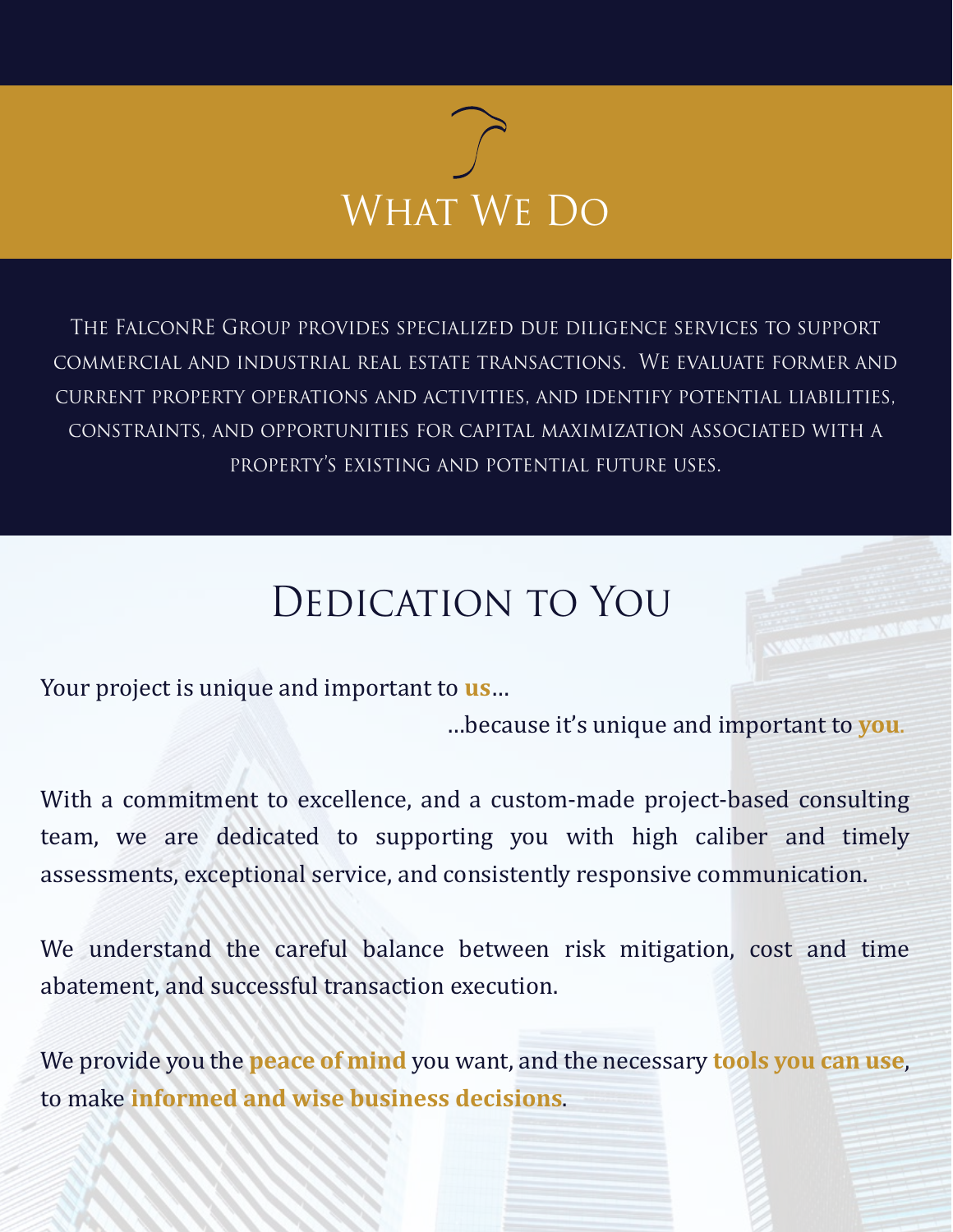# What We Do

The FalconRE Group provides specialized due diligence services to support commercial and industrial real estate transactions. We evaluate former and current property operations and activities, and identify potential liabilities, constraints, and opportunities for capital maximization associated with a property's existing and potential future uses.

## Dedication to You

Your project is unique and important to **us**…

…because it's unique and important to **you**.

With a commitment to excellence, and a custom-made project-based consulting team, we are dedicated to supporting you with high caliber and timely assessments, exceptional service, and consistently responsive communication.

We understand the careful balance between risk mitigation, cost and time abatement, and successful transaction execution.

We provide you the **peace of mind** you want, and the necessary **tools you can use**, to make **informed and wise business decisions**.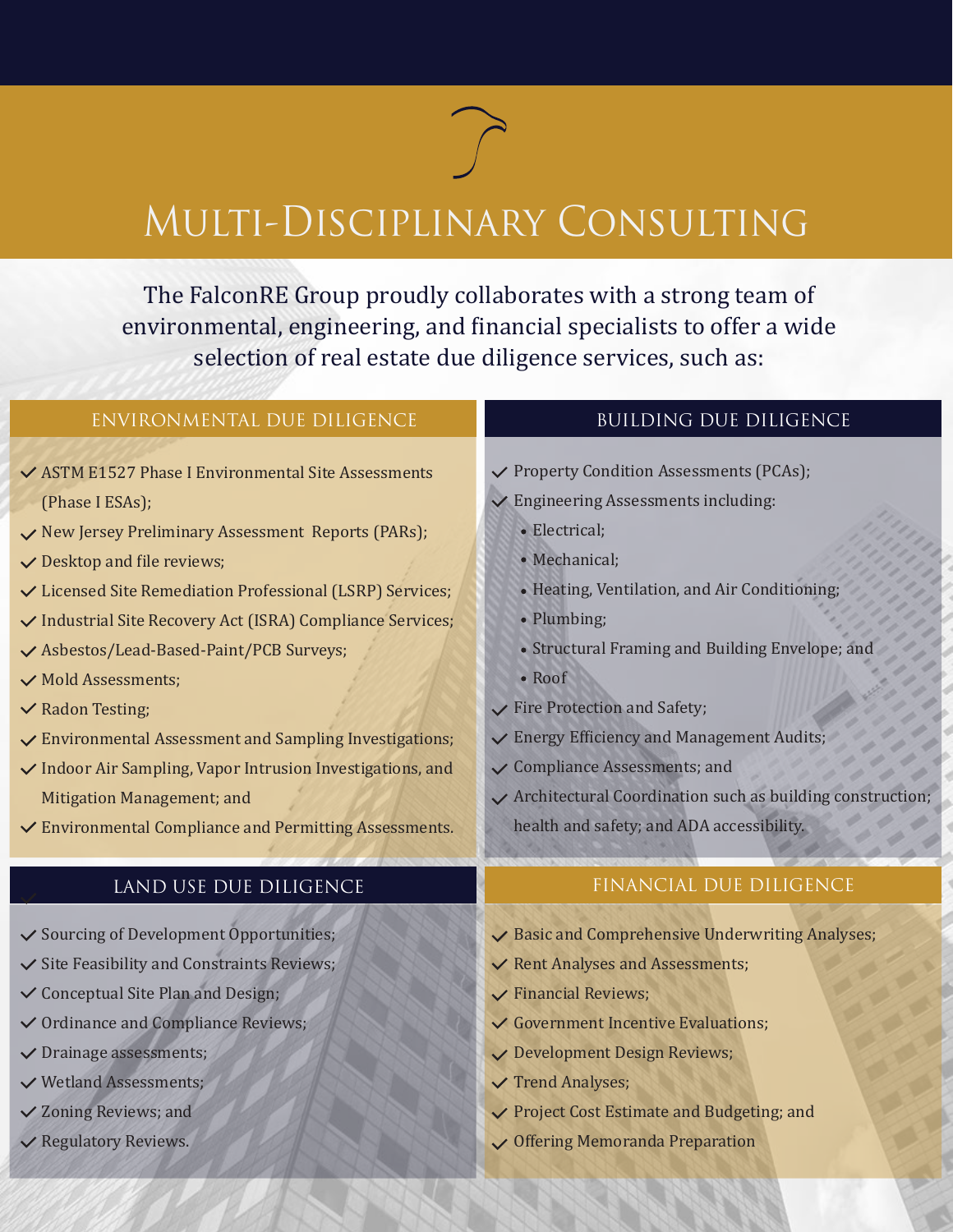# Multi-Disciplinary Consulting

The FalconRE Group proudly collaborates with a strong team of environmental, engineering, and financial specialists to offer a wide selection of real estate due diligence services, such as:

## Environmental Due Diligence

- ASTM E1527 Phase I Environmental Site Assessments (Phase I ESAs);
- New Jersey Preliminary Assessment Reports (PARs);
- Desktop and file reviews;
- Licensed Site Remediation Professional (LSRP) Services;
- Industrial Site Recovery Act (ISRA) Compliance Services;
- Asbestos/Lead-Based-Paint/PCB Surveys;
- Mold Assessments;
- Radon Testing;
- Environmental Assessment and Sampling Investigations;
- Indoor Air Sampling, Vapor Intrusion Investigations, and Mitigation Management; and
- Environmental Compliance and Permitting Assessments.

## Building Due Diligence

- Property Condition Assessments (PCAs);
- Engineering Assessments including:
  - Electrical;
  - Mechanical;
  - Heating, Ventilation, and Air Conditioning;
  - Plumbing;
  - Structural Framing and Building Envelope; and
  - Roof
- Fire Protection and Safety;
- Energy Efficiency and Management Audits;
- Compliance Assessments; and
- Architectural Coordination such as building construction; health and safety; and ADA accessibility.

## Land Use Due Diligence

- Sourcing of Development Opportunities;
- Site Feasibility and Constraints Reviews;
- Conceptual Site Plan and Design;
- Ordinance and Compliance Reviews;
- Drainage assessments;
- Wetland Assessments;
- Zoning Reviews; and
- Regulatory Reviews.

## Financial Due Diligence

- Basic and Comprehensive Underwriting Analyses;
- Rent Analyses and Assessments;
- Financial Reviews;
- Government Incentive Evaluations;
- Development Design Reviews;
- Trend Analyses;
- Project Cost Estimate and Budgeting; and
- Offering Memoranda Preparation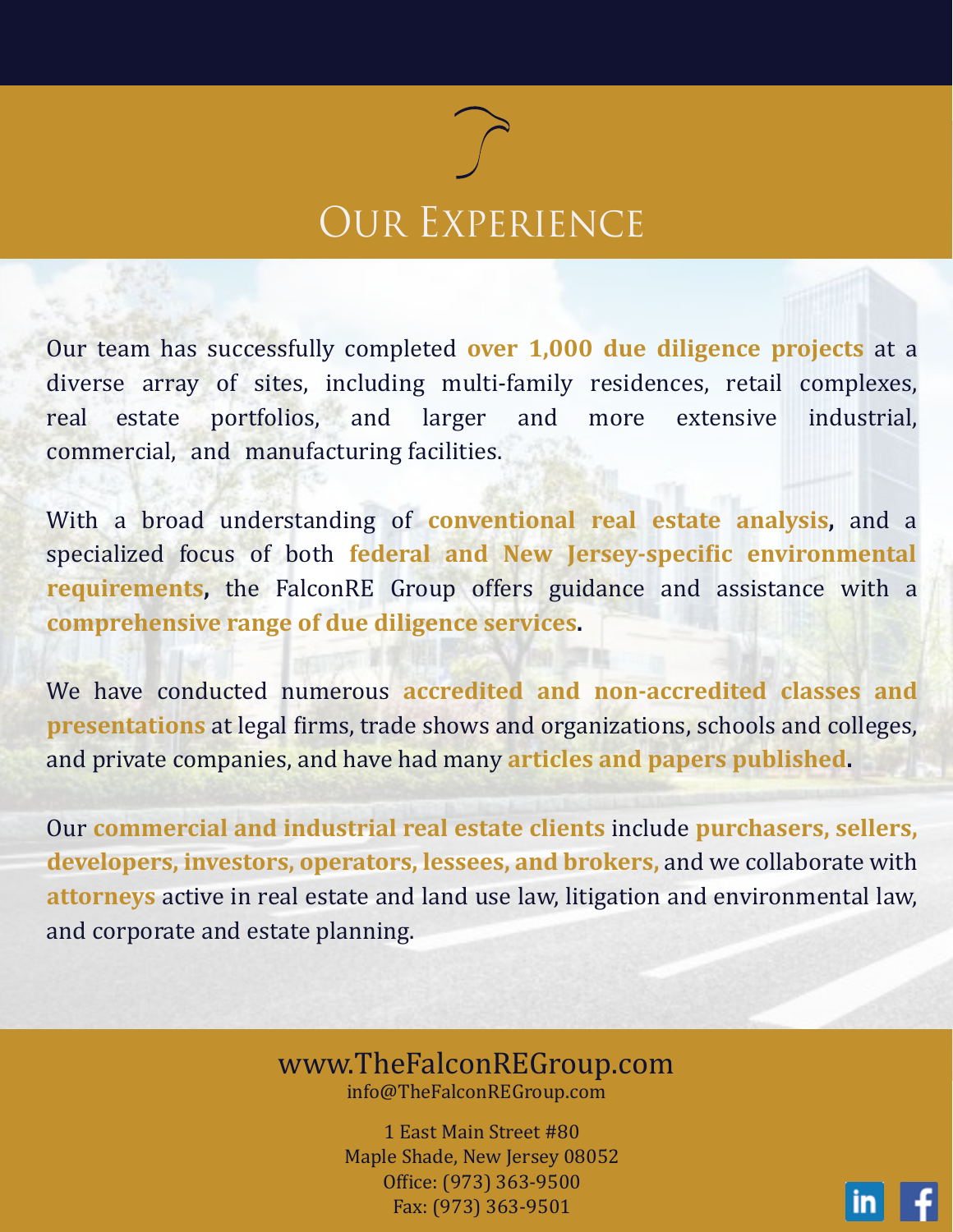# Our Experience

Our team has successfully completed **over 1,000 due diligence projects** at a diverse array of sites, including multi-family residences, retail complexes, real estate portfolios, and larger and more extensive industrial, commercial, and manufacturing facilities.

With a broad understanding of **conventional real estate analysis**, and a specialized focus of both **federal and New Jersey-specific environmental requirements**, the FalconRE Group offers guidance and assistance with a **comprehensive range of due diligence services**.

We have conducted numerous **accredited and non-accredited classes and presentations** at legal firms, trade shows and organizations, schools and colleges, and private companies, and have had many **articles and papers published**.

Our **commercial and industrial real estate clients** include **purchasers, sellers, developers, investors, operators, lessees, and brokers,** and we collaborate with **attorneys** active in real estate and land use law, litigation and environmental law, and corporate and estate planning.

www.TheFalconREGroup.com
info@TheFalconREGroup.com

1 East Main Street #80
Maple Shade, New Jersey 08052
Office: (973) 363-9500
Fax: (973) 363-9501